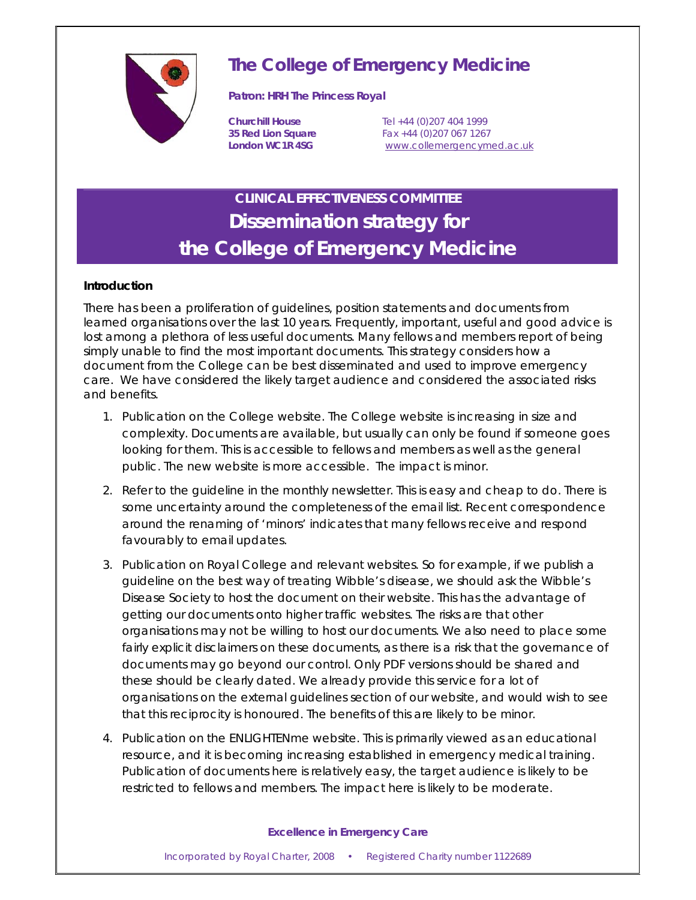# The College of Emergency Medicine

**Patron: HRH The Princess Royal**

**Churchill House**
**35 Red Lion Square**
**London WC1R 4SG**

Tel +44 (0)207 404 1999
Fax +44 (0)207 067 1267
www.collemergencymed.ac.uk

## CLINICAL EFFECTIVENESS COMMITTEE

# Dissemination strategy for the College of Emergency Medicine

**Introduction**

There has been a proliferation of guidelines, position statements and documents from learned organisations over the last 10 years. Frequently, important, useful and good advice is lost among a plethora of less useful documents. Many fellows and members report of being simply unable to find the most important documents. This strategy considers how a document from the College can be best disseminated and used to improve emergency care. We have considered the likely target audience and considered the associated risks and benefits.

1. Publication on the College website. The College website is increasing in size and complexity. Documents are available, but usually can only be found if someone goes looking for them. This is accessible to fellows and members as well as the general public. The new website is more accessible. The impact is minor.

2. Refer to the guideline in the monthly newsletter. This is easy and cheap to do. There is some uncertainty around the completeness of the email list. Recent correspondence around the renaming of 'minors' indicates that many fellows receive and respond favourably to email updates.

3. Publication on Royal College and relevant websites. So for example, if we publish a guideline on the best way of treating Wibble's disease, we should ask the Wibble's Disease Society to host the document on their website. This has the advantage of getting our documents onto higher traffic websites. The risks are that other organisations may not be willing to host our documents. We also need to place some fairly explicit disclaimers on these documents, as there is a risk that the governance of documents may go beyond our control. Only PDF versions should be shared and these should be clearly dated. We already provide this service for a lot of organisations on the external guidelines section of our website, and would wish to see that this reciprocity is honoured. The benefits of this are likely to be minor.

4. Publication on the ENLIGHTENme website. This is primarily viewed as an educational resource, and it is becoming increasing established in emergency medical training. Publication of documents here is relatively easy, the target audience is likely to be restricted to fellows and members. The impact here is likely to be moderate.

**Excellence in Emergency Care**

Incorporated by Royal Charter, 2008 • Registered Charity number 1122689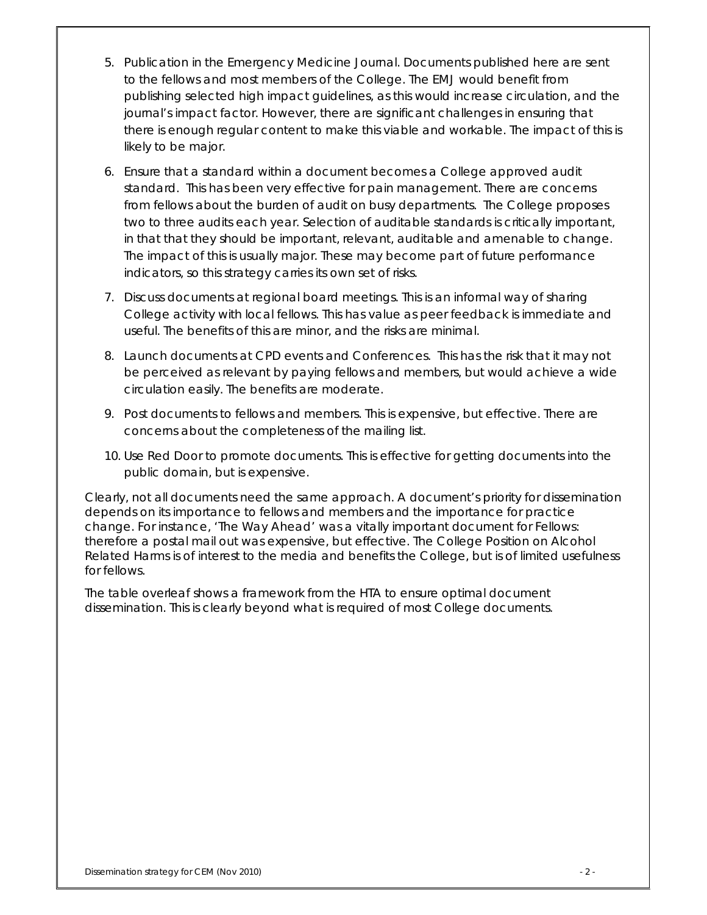5. Publication in the Emergency Medicine Journal. Documents published here are sent to the fellows and most members of the College. The EMJ would benefit from publishing selected high impact guidelines, as this would increase circulation, and the journal's impact factor. However, there are significant challenges in ensuring that there is enough regular content to make this viable and workable. The impact of this is likely to be major.

6. Ensure that a standard within a document becomes a College approved audit standard. This has been very effective for pain management. There are concerns from fellows about the burden of audit on busy departments. The College proposes two to three audits each year. Selection of auditable standards is critically important, in that that they should be important, relevant, auditable and amenable to change. The impact of this is usually major. These may become part of future performance indicators, so this strategy carries its own set of risks.

7. Discuss documents at regional board meetings. This is an informal way of sharing College activity with local fellows. This has value as peer feedback is immediate and useful. The benefits of this are minor, and the risks are minimal.

8. Launch documents at CPD events and Conferences. This has the risk that it may not be perceived as relevant by paying fellows and members, but would achieve a wide circulation easily. The benefits are moderate.

9. Post documents to fellows and members. This is expensive, but effective. There are concerns about the completeness of the mailing list.

10. Use Red Door to promote documents. This is effective for getting documents into the public domain, but is expensive.

Clearly, not all documents need the same approach. A document's priority for dissemination depends on its importance to fellows and members and the importance for practice change. For instance, 'The Way Ahead' was a vitally important document for Fellows: therefore a postal mail out was expensive, but effective. The College Position on Alcohol Related Harms is of interest to the media and benefits the College, but is of limited usefulness for fellows.

The table overleaf shows a framework from the HTA to ensure optimal document dissemination. This is clearly beyond what is required of most College documents.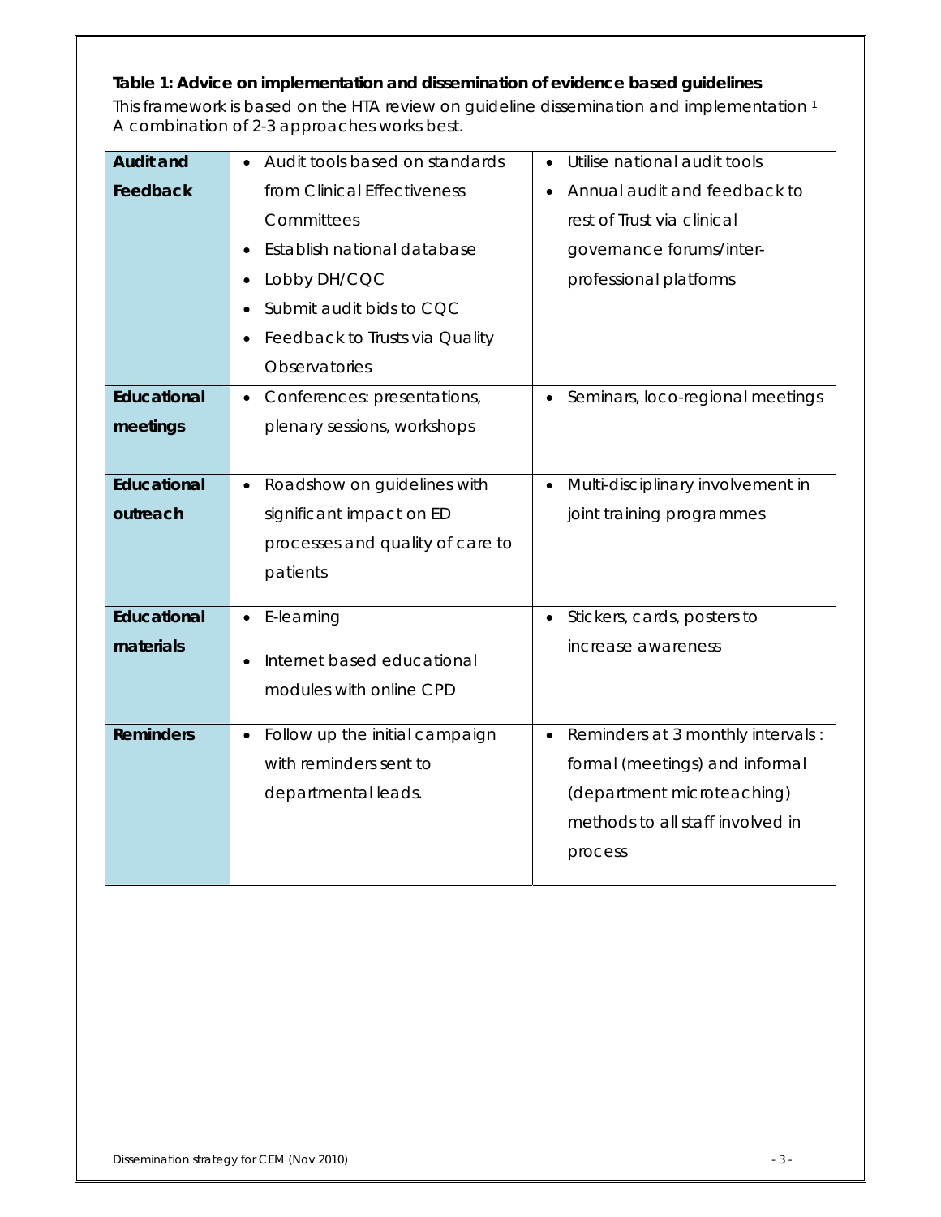**Table 1: Advice on implementation and dissemination of evidence based guidelines**

This framework is based on the HTA review on guideline dissemination and implementation [1]
A combination of 2-3 approaches works best.

| | | |
|---|---|---|
| **Audit and Feedback** | • Audit tools based on standards from Clinical Effectiveness Committees<br>• Establish national database<br>• Lobby DH/CQC<br>• Submit audit bids to CQC<br>• Feedback to Trusts via Quality Observatories | • Utilise national audit tools<br>• Annual audit and feedback to rest of Trust via clinical governance forums/inter-professional platforms |
| **Educational meetings** | • Conferences: presentations, plenary sessions, workshops | • Seminars, loco-regional meetings |
| **Educational outreach** | • Roadshow on guidelines with significant impact on ED processes and quality of care to patients | • Multi-disciplinary involvement in joint training programmes |
| **Educational materials** | • E-learning<br>• Internet based educational modules with online CPD | • Stickers, cards, posters to increase awareness |
| **Reminders** | • Follow up the initial campaign with reminders sent to departmental leads. | • Reminders at 3 monthly intervals : formal (meetings) and informal (department microteaching) methods to all staff involved in process |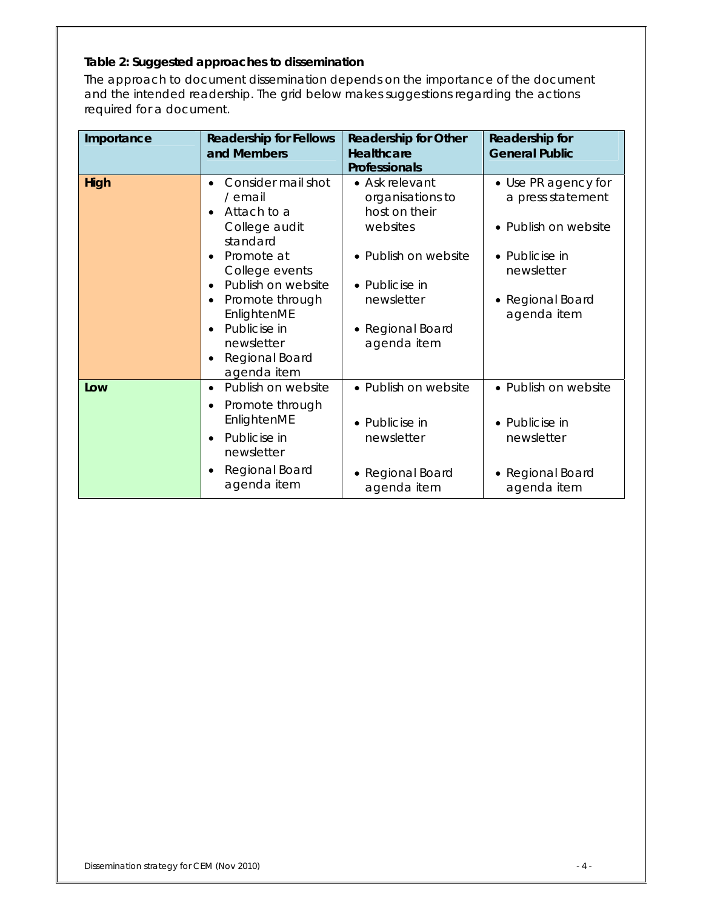**Table 2: Suggested approaches to dissemination**

The approach to document dissemination depends on the importance of the document and the intended readership. The grid below makes suggestions regarding the actions required for a document.

| Importance | Readership for Fellows and Members | Readership for Other Healthcare Professionals | Readership for General Public |
|---|---|---|---|
| **High** | • Consider mail shot / email<br>• Attach to a College audit standard<br>• Promote at College events<br>• Publish on website<br>• Promote through EnlightenME<br>• Publicise in newsletter<br>• Regional Board agenda item | • Ask relevant organisations to host on their websites<br>• Publish on website<br>• Publicise in newsletter<br>• Regional Board agenda item | • Use PR agency for a press statement<br>• Publish on website<br>• Publicise in newsletter<br>• Regional Board agenda item |
| **Low** | • Publish on website<br>• Promote through EnlightenME<br>• Publicise in newsletter<br>• Regional Board agenda item | • Publish on website<br>• Publicise in newsletter<br>• Regional Board agenda item | • Publish on website<br>• Publicise in newsletter<br>• Regional Board agenda item |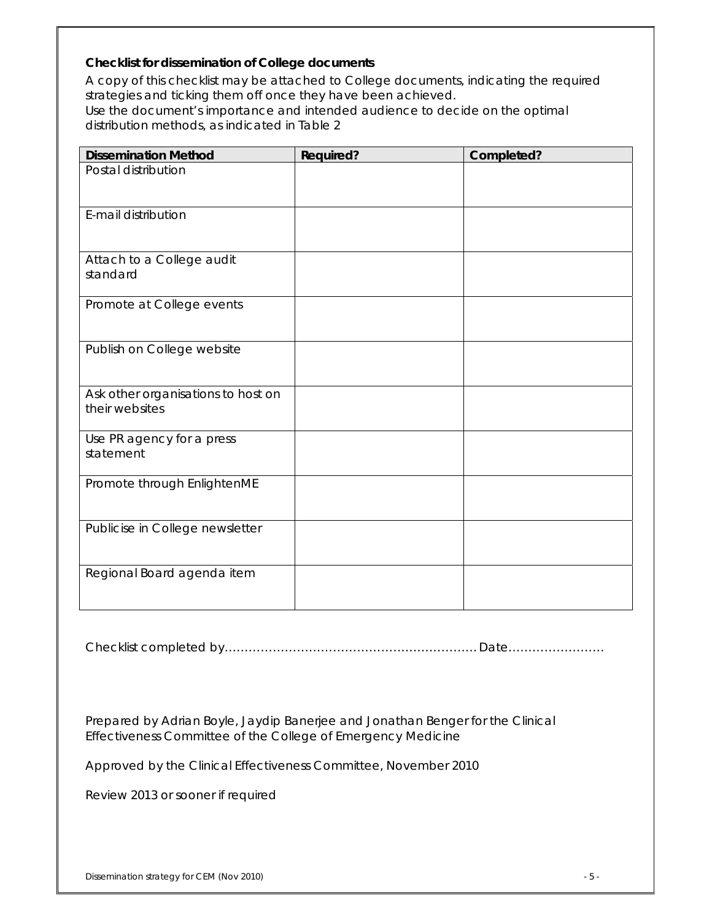**Checklist for dissemination of College documents**

A copy of this checklist may be attached to College documents, indicating the required strategies and ticking them off once they have been achieved.
Use the document's importance and intended audience to decide on the optimal distribution methods, as indicated in Table 2

| Dissemination Method | Required? | Completed? |
|---|---|---|
| Postal distribution | | |
| E-mail distribution | | |
| Attach to a College audit standard | | |
| Promote at College events | | |
| Publish on College website | | |
| Ask other organisations to host on their websites | | |
| Use PR agency for a press statement | | |
| Promote through EnlightenME | | |
| Publicise in College newsletter | | |
| Regional Board agenda item | | |

Checklist completed by…………………………………………………… Date……………………

Prepared by Adrian Boyle, Jaydip Banerjee and Jonathan Benger for the Clinical Effectiveness Committee of the College of Emergency Medicine

Approved by the Clinical Effectiveness Committee, November 2010

Review 2013 or sooner if required